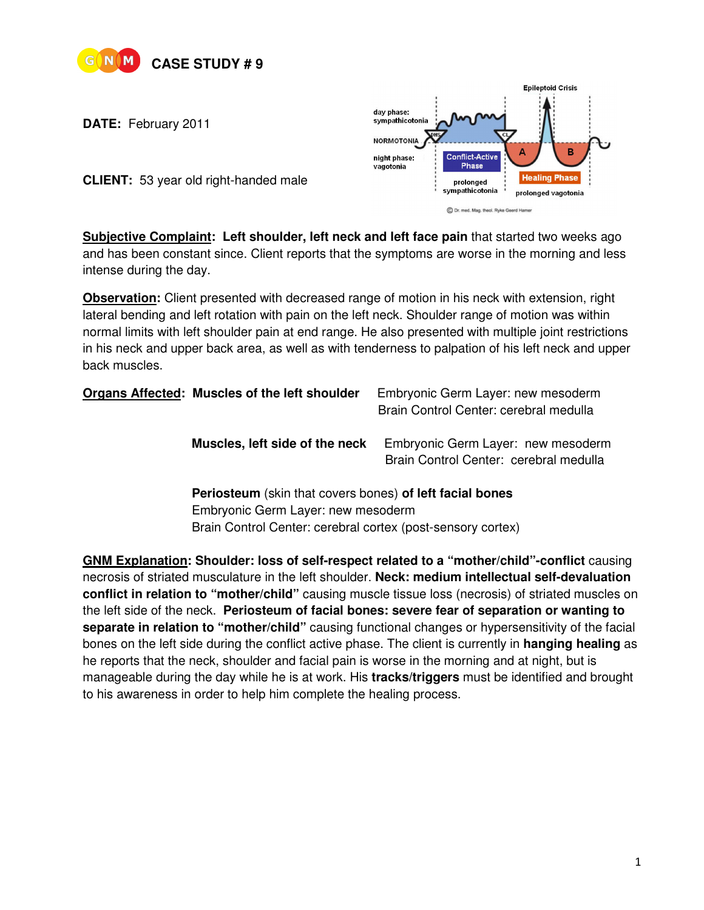# CASE STUDY # 9

**DATE:** February 2011

**CLIENT:** 53 year old right-handed male

**Subjective Complaint**: **Left shoulder, left neck and left face pain** that started two weeks ago and has been constant since. Client reports that the symptoms are worse in the morning and less intense during the day.

**Observation:** Client presented with decreased range of motion in his neck with extension, right lateral bending and left rotation with pain on the left neck. Shoulder range of motion was within normal limits with left shoulder pain at end range. He also presented with multiple joint restrictions in his neck and upper back area, as well as with tenderness to palpation of his left neck and upper back muscles.

**Organs Affected**: **Muscles of the left shoulder**
Embryonic Germ Layer: new mesoderm
Brain Control Center: cerebral medulla

**Muscles, left side of the neck**
Embryonic Germ Layer: new mesoderm
Brain Control Center: cerebral medulla

**Periosteum** (skin that covers bones) **of left facial bones**
Embryonic Germ Layer: new mesoderm
Brain Control Center: cerebral cortex (post-sensory cortex)

**GNM Explanation**: **Shoulder: loss of self-respect related to a "mother/child"-conflict** causing necrosis of striated musculature in the left shoulder. **Neck: medium intellectual self-devaluation conflict in relation to "mother/child"** causing muscle tissue loss (necrosis) of striated muscles on the left side of the neck. **Periosteum of facial bones: severe fear of separation or wanting to separate in relation to "mother/child"** causing functional changes or hypersensitivity of the facial bones on the left side during the conflict active phase. The client is currently in **hanging healing** as he reports that the neck, shoulder and facial pain is worse in the morning and at night, but is manageable during the day while he is at work. His **tracks/triggers** must be identified and brought to his awareness in order to help him complete the healing process.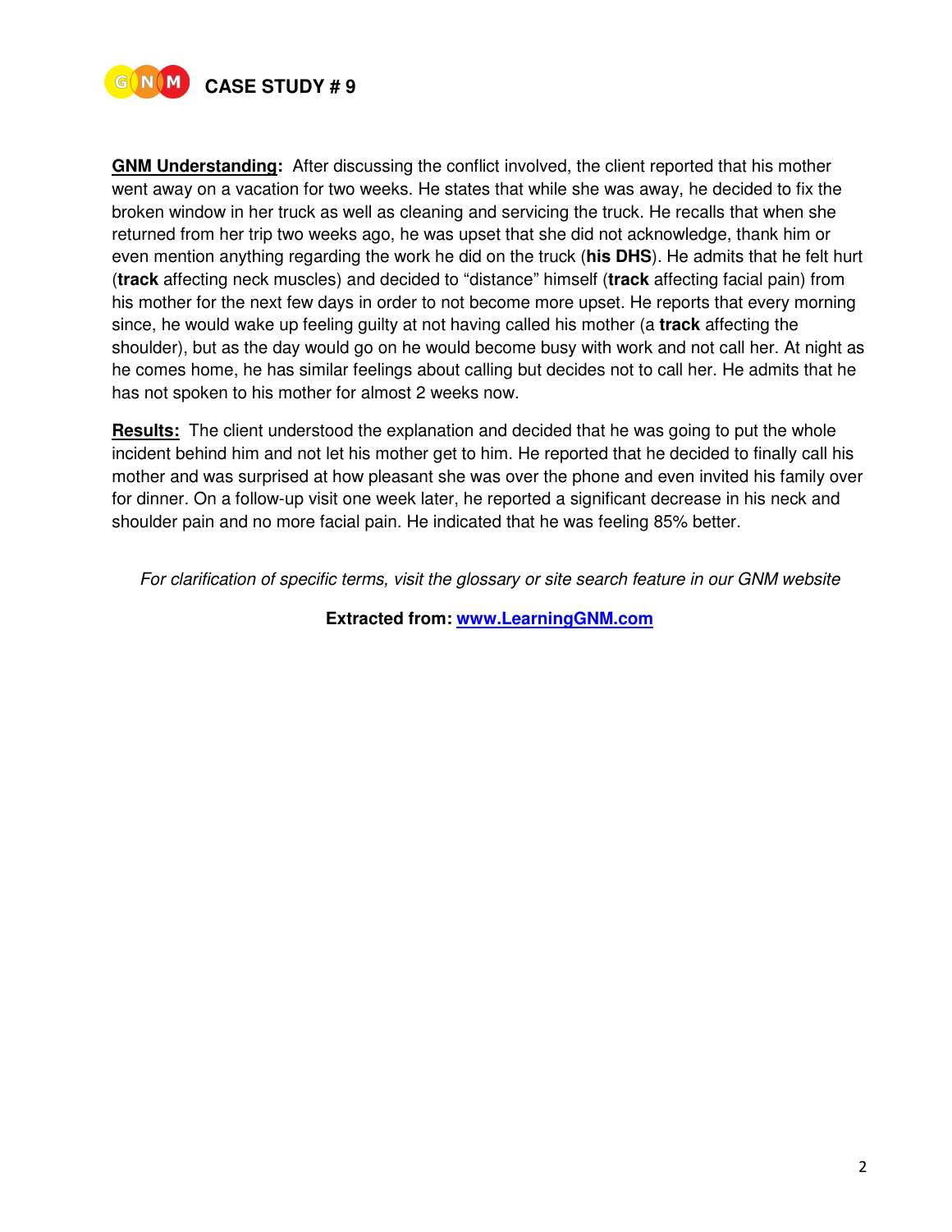**GNM Understanding:** After discussing the conflict involved, the client reported that his mother went away on a vacation for two weeks. He states that while she was away, he decided to fix the broken window in her truck as well as cleaning and servicing the truck. He recalls that when she returned from her trip two weeks ago, he was upset that she did not acknowledge, thank him or even mention anything regarding the work he did on the truck (**his DHS**). He admits that he felt hurt (**track** affecting neck muscles) and decided to "distance" himself (**track** affecting facial pain) from his mother for the next few days in order to not become more upset. He reports that every morning since, he would wake up feeling guilty at not having called his mother (a **track** affecting the shoulder), but as the day would go on he would become busy with work and not call her. At night as he comes home, he has similar feelings about calling but decides not to call her. He admits that he has not spoken to his mother for almost 2 weeks now.

**Results:** The client understood the explanation and decided that he was going to put the whole incident behind him and not let his mother get to him. He reported that he decided to finally call his mother and was surprised at how pleasant she was over the phone and even invited his family over for dinner. On a follow-up visit one week later, he reported a significant decrease in his neck and shoulder pain and no more facial pain. He indicated that he was feeling 85% better.

*For clarification of specific terms, visit the glossary or site search feature in our GNM website*

**Extracted from: [www.LearningGNM.com](http://www.LearningGNM.com)**